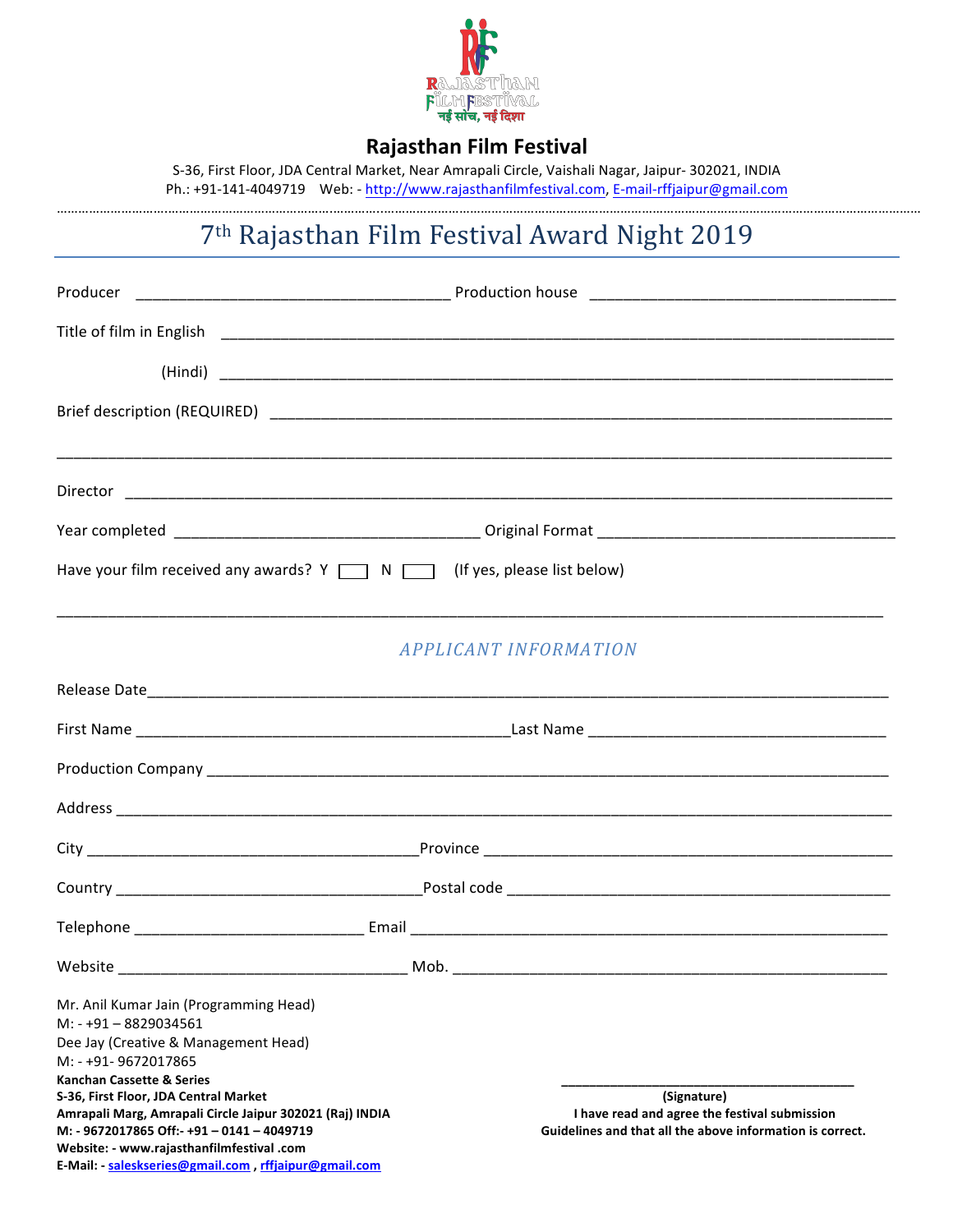# Rajasthan Film Festival

S-36, First Floor, JDA Central Market, Near Amrapali Circle, Vaishali Nagar, Jaipur- 302021, INDIA
Ph.: +91-141-4049719 Web: - http://www.rajasthanfilmfestival.com, E-mail-rffjaipur@gmail.com

## 7th Rajasthan Film Festival Award Night 2019

Producer ____________________________________ Production house ____________________________________

Title of film in English ________________________________________________________________________

(Hindi) ________________________________________________________________________

Brief description (REQUIRED) ____________________________________________________________________

________________________________________________________________________________________

Director ________________________________________________________________________________

Year completed ____________________________________ Original Format __________________________________

Have your film received any awards? Y ☐ N ☐ (If yes, please list below)

________________________________________________________________________________________

### *APPLICANT INFORMATION*

Release Date________________________________________________________________________________

First Name ____________________________________________Last Name ___________________________________

Production Company ________________________________________________________________________

Address ______________________________________________________________________________

City ______________________________________Province ______________________________________________

Country ____________________________________Postal code ___________________________________________

Telephone ___________________________ Email ___________________________________________________

Website __________________________________ Mob. __________________________________________________

Mr. Anil Kumar Jain (Programming Head)
M: - +91 – 8829034561
Dee Jay (Creative & Management Head)
M: - +91- 9672017865
**Kanchan Cassette & Series**
**S-36, First Floor, JDA Central Market**
**Amrapali Marg, Amrapali Circle Jaipur 302021 (Raj) INDIA**
**M: - 9672017865 Off:- +91 – 0141 – 4049719**
**Website: - www.rajasthanfilmfestival .com**
**E-Mail: - saleskseries@gmail.com , rffjaipur@gmail.com**

________________________________________
**(Signature)**
**I have read and agree the festival submission Guidelines and that all the above information is correct.**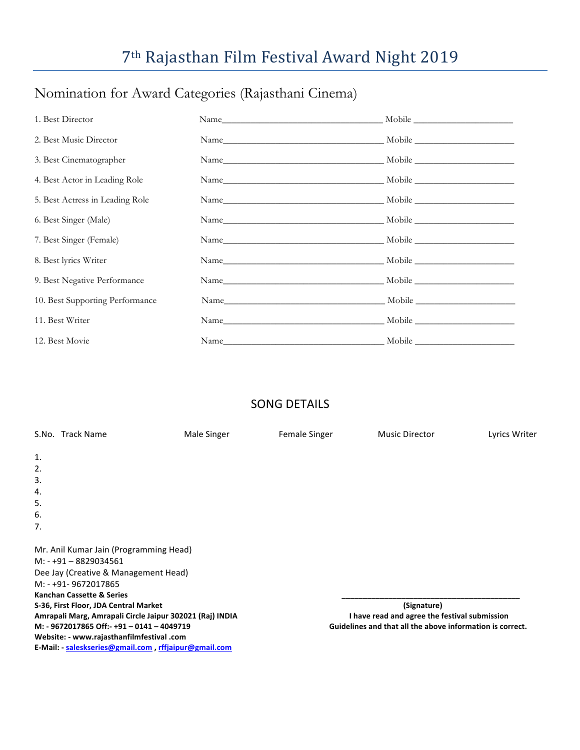# 7th Rajasthan Film Festival Award Night 2019

## Nomination for Award Categories (Rajasthani Cinema)

| Category | Name | Mobile |
|---|---|---|
| 1. Best Director | Name____________________ | Mobile ______________ |
| 2. Best Music Director | Name____________________ | Mobile ______________ |
| 3. Best Cinematographer | Name____________________ | Mobile ______________ |
| 4. Best Actor in Leading Role | Name____________________ | Mobile ______________ |
| 5. Best Actress in Leading Role | Name____________________ | Mobile ______________ |
| 6. Best Singer (Male) | Name____________________ | Mobile ______________ |
| 7. Best Singer (Female) | Name____________________ | Mobile ______________ |
| 8. Best lyrics Writer | Name____________________ | Mobile ______________ |
| 9. Best Negative Performance | Name____________________ | Mobile ______________ |
| 10. Best Supporting Performance | Name____________________ | Mobile ______________ |
| 11. Best Writer | Name____________________ | Mobile ______________ |
| 12. Best Movie | Name____________________ | Mobile ______________ |

## SONG DETAILS

| S.No. | Track Name | Male Singer | Female Singer | Music Director | Lyrics Writer |
|---|---|---|---|---|---|
| 1. | | | | | |
| 2. | | | | | |
| 3. | | | | | |
| 4. | | | | | |
| 5. | | | | | |
| 6. | | | | | |
| 7. | | | | | |

Mr. Anil Kumar Jain (Programming Head)
M: - +91 – 8829034561
Dee Jay (Creative & Management Head)
M: - +91- 9672017865
**Kanchan Cassette & Series**
**S-36, First Floor, JDA Central Market**
**Amrapali Marg, Amrapali Circle Jaipur 302021 (Raj) INDIA**
**M: - 9672017865 Off:- +91 – 0141 – 4049719**
**Website: - www.rajasthanfilmfestival .com**
**E-Mail: - saleskseries@gmail.com , rffjaipur@gmail.com**

______________________________________
**(Signature)**
**I have read and agree the festival submission Guidelines and that all the above information is correct.**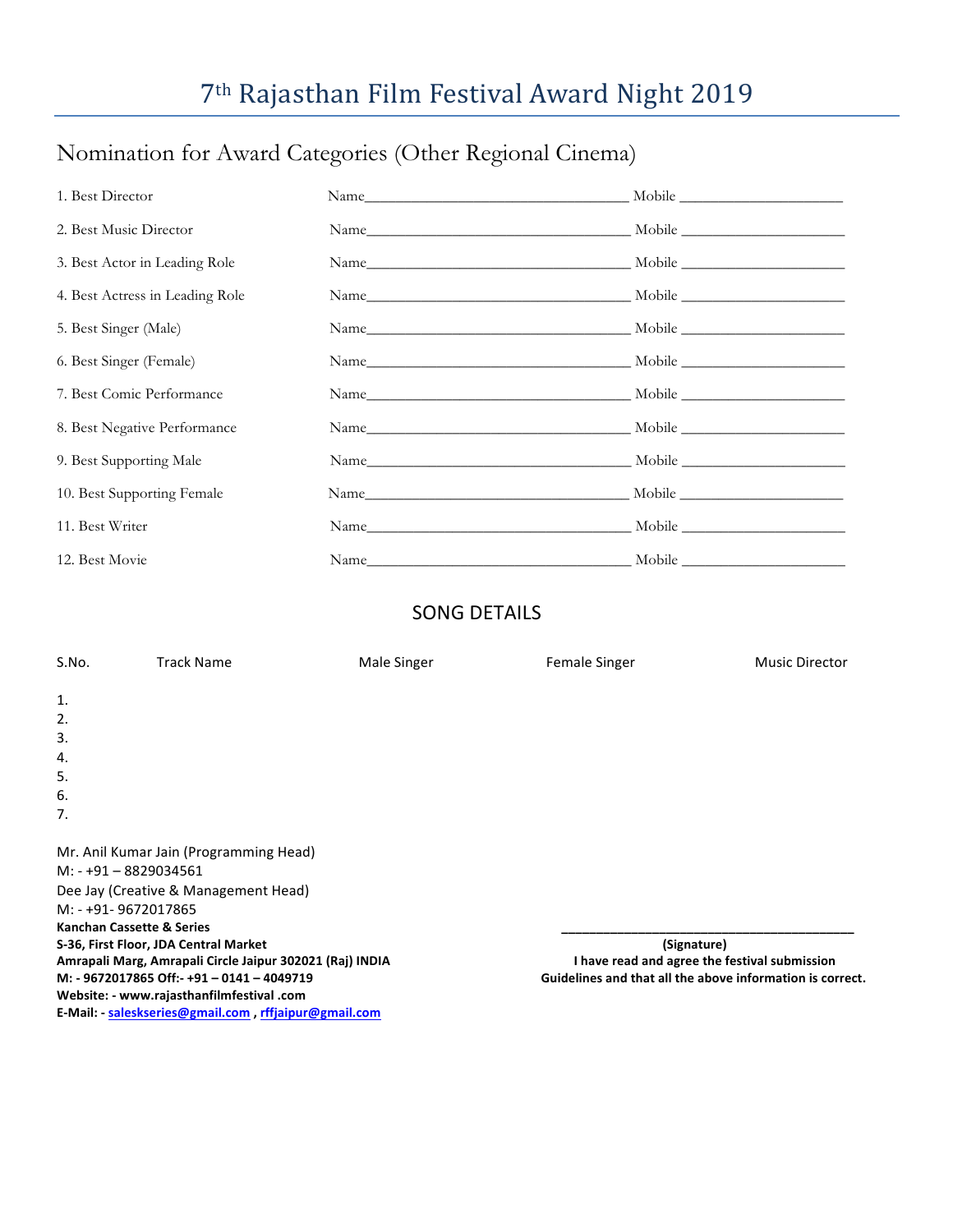# 7th Rajasthan Film Festival Award Night 2019

## Nomination for Award Categories (Other Regional Cinema)

| Category | Name | Mobile |
| --- | --- | --- |
| 1. Best Director | | |
| 2. Best Music Director | | |
| 3. Best Actor in Leading Role | | |
| 4. Best Actress in Leading Role | | |
| 5. Best Singer (Male) | | |
| 6. Best Singer (Female) | | |
| 7. Best Comic Performance | | |
| 8. Best Negative Performance | | |
| 9. Best Supporting Male | | |
| 10. Best Supporting Female | | |
| 11. Best Writer | | |
| 12. Best Movie | | |

## SONG DETAILS

| S.No. | Track Name | Male Singer | Female Singer | Music Director |
| --- | --- | --- | --- | --- |
| 1. | | | | |
| 2. | | | | |
| 3. | | | | |
| 4. | | | | |
| 5. | | | | |
| 6. | | | | |
| 7. | | | | |

Mr. Anil Kumar Jain (Programming Head)
M: - +91 – 8829034561
Dee Jay (Creative & Management Head)
M: - +91- 9672017865
**Kanchan Cassette & Series**
**S-36, First Floor, JDA Central Market**
**Amrapali Marg, Amrapali Circle Jaipur 302021 (Raj) INDIA**
**M: - 9672017865 Off:- +91 – 0141 – 4049719**
**Website: - www.rajasthanfilmfestival .com**
**E-Mail: - saleskseries@gmail.com , rffjaipur@gmail.com**

_______________________________________
**(Signature)**
**I have read and agree the festival submission Guidelines and that all the above information is correct.**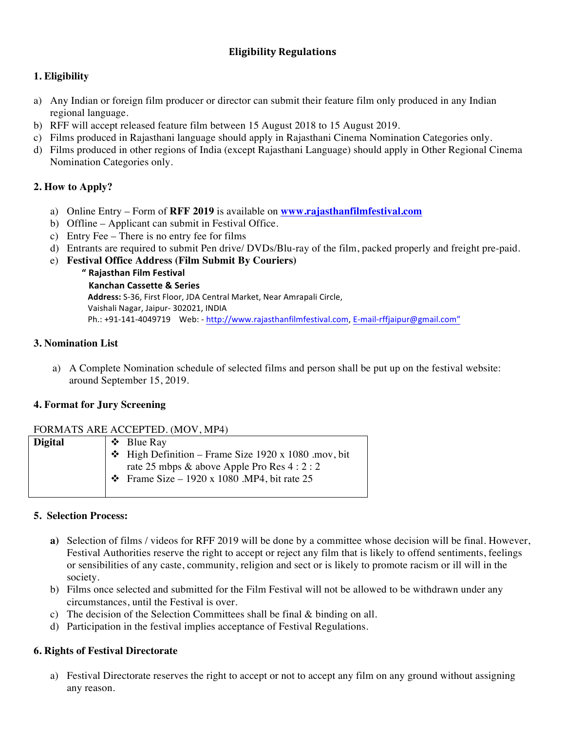# Eligibility Regulations

## 1. Eligibility

a) Any Indian or foreign film producer or director can submit their feature film only produced in any Indian regional language.
b) RFF will accept released feature film between 15 August 2018 to 15 August 2019.
c) Films produced in Rajasthani language should apply in Rajasthani Cinema Nomination Categories only.
d) Films produced in other regions of India (except Rajasthani Language) should apply in Other Regional Cinema Nomination Categories only.

## 2. How to Apply?

a) Online Entry – Form of **RFF 2019** is available on **[www.rajasthanfilmfestival.com](http://www.rajasthanfilmfestival.com)**
b) Offline – Applicant can submit in Festival Office.
c) Entry Fee – There is no entry fee for films
d) Entrants are required to submit Pen drive/ DVDs/Blu-ray of the film, packed properly and freight pre-paid.
e) **Festival Office Address (Film Submit By Couriers)**

**" Rajasthan Film Festival**
**Kanchan Cassette & Series**
**Address:** S-36, First Floor, JDA Central Market, Near Amrapali Circle,
Vaishali Nagar, Jaipur- 302021, INDIA
Ph.: +91-141-4049719 Web: - http://www.rajasthanfilmfestival.com, E-mail-rffjaipur@gmail.com"

## 3. Nomination List

a) A Complete Nomination schedule of selected films and person shall be put up on the festival website: around September 15, 2019.

## 4. Format for Jury Screening

FORMATS ARE ACCEPTED. (MOV, MP4)

| **Digital** | ❖ Blue Ray<br>❖ High Definition – Frame Size 1920 x 1080 .mov, bit rate 25 mbps & above Apple Pro Res 4 : 2 : 2<br>❖ Frame Size – 1920 x 1080 .MP4, bit rate 25 |
|---|---|

## 5. Selection Process:

**a)** Selection of films / videos for RFF 2019 will be done by a committee whose decision will be final. However, Festival Authorities reserve the right to accept or reject any film that is likely to offend sentiments, feelings or sensibilities of any caste, community, religion and sect or is likely to promote racism or ill will in the society.
b) Films once selected and submitted for the Film Festival will not be allowed to be withdrawn under any circumstances, until the Festival is over.
c) The decision of the Selection Committees shall be final & binding on all.
d) Participation in the festival implies acceptance of Festival Regulations.

## 6. Rights of Festival Directorate

a) Festival Directorate reserves the right to accept or not to accept any film on any ground without assigning any reason.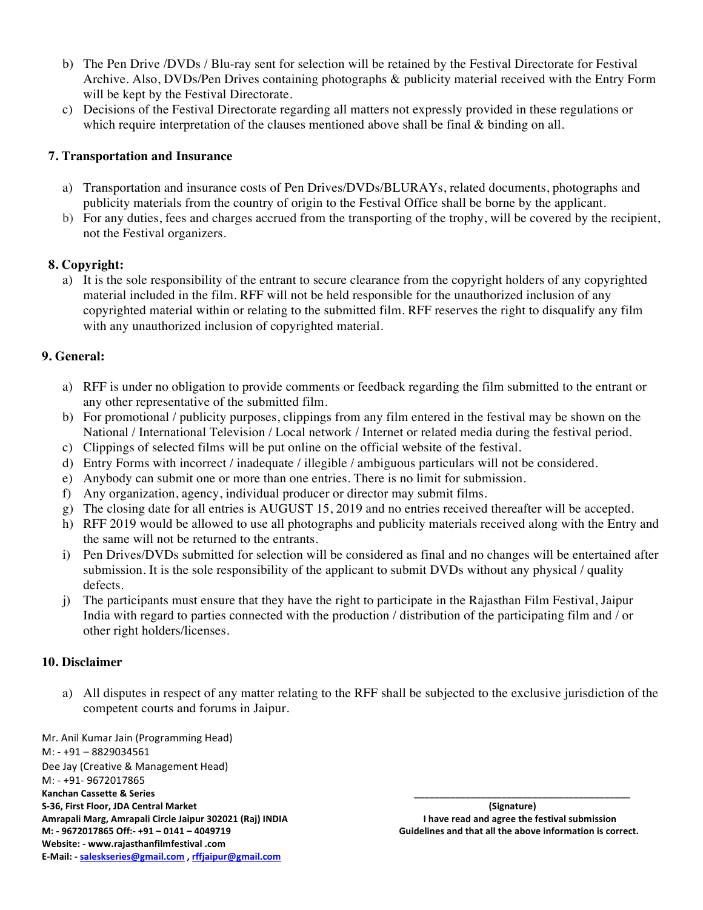b) The Pen Drive /DVDs / Blu-ray sent for selection will be retained by the Festival Directorate for Festival Archive. Also, DVDs/Pen Drives containing photographs & publicity material received with the Entry Form will be kept by the Festival Directorate.

c) Decisions of the Festival Directorate regarding all matters not expressly provided in these regulations or which require interpretation of the clauses mentioned above shall be final & binding on all.

## 7. Transportation and Insurance

a) Transportation and insurance costs of Pen Drives/DVDs/BLURAYs, related documents, photographs and publicity materials from the country of origin to the Festival Office shall be borne by the applicant.

b) For any duties, fees and charges accrued from the transporting of the trophy, will be covered by the recipient, not the Festival organizers.

## 8. Copyright:

a) It is the sole responsibility of the entrant to secure clearance from the copyright holders of any copyrighted material included in the film. RFF will not be held responsible for the unauthorized inclusion of any copyrighted material within or relating to the submitted film. RFF reserves the right to disqualify any film with any unauthorized inclusion of copyrighted material.

## 9. General:

a) RFF is under no obligation to provide comments or feedback regarding the film submitted to the entrant or any other representative of the submitted film.

b) For promotional / publicity purposes, clippings from any film entered in the festival may be shown on the National / International Television / Local network / Internet or related media during the festival period.

c) Clippings of selected films will be put online on the official website of the festival.

d) Entry Forms with incorrect / inadequate / illegible / ambiguous particulars will not be considered.

e) Anybody can submit one or more than one entries. There is no limit for submission.

f) Any organization, agency, individual producer or director may submit films.

g) The closing date for all entries is AUGUST 15, 2019 and no entries received thereafter will be accepted.

h) RFF 2019 would be allowed to use all photographs and publicity materials received along with the Entry and the same will not be returned to the entrants.

i) Pen Drives/DVDs submitted for selection will be considered as final and no changes will be entertained after submission. It is the sole responsibility of the applicant to submit DVDs without any physical / quality defects.

j) The participants must ensure that they have the right to participate in the Rajasthan Film Festival, Jaipur India with regard to parties connected with the production / distribution of the participating film and / or other right holders/licenses.

## 10. Disclaimer

a) All disputes in respect of any matter relating to the RFF shall be subjected to the exclusive jurisdiction of the competent courts and forums in Jaipur.

Mr. Anil Kumar Jain (Programming Head)
M: - +91 – 8829034561
Dee Jay (Creative & Management Head)
M: - +91- 9672017865
**Kanchan Cassette & Series**
**S-36, First Floor, JDA Central Market**
**Amrapali Marg, Amrapali Circle Jaipur 302021 (Raj) INDIA**
**M: - 9672017865 Off:- +91 – 0141 – 4049719**
**Website: - www.rajasthanfilmfestival .com**
**E-Mail: - saleskseries@gmail.com , rffjaipur@gmail.com**

\_\_\_\_\_\_\_\_\_\_\_\_\_\_\_\_\_\_\_\_\_\_\_\_\_\_\_\_\_\_\_\_\_\_\_\_\_\_\_\_

**(Signature)**
**I have read and agree the festival submission Guidelines and that all the above information is correct.**